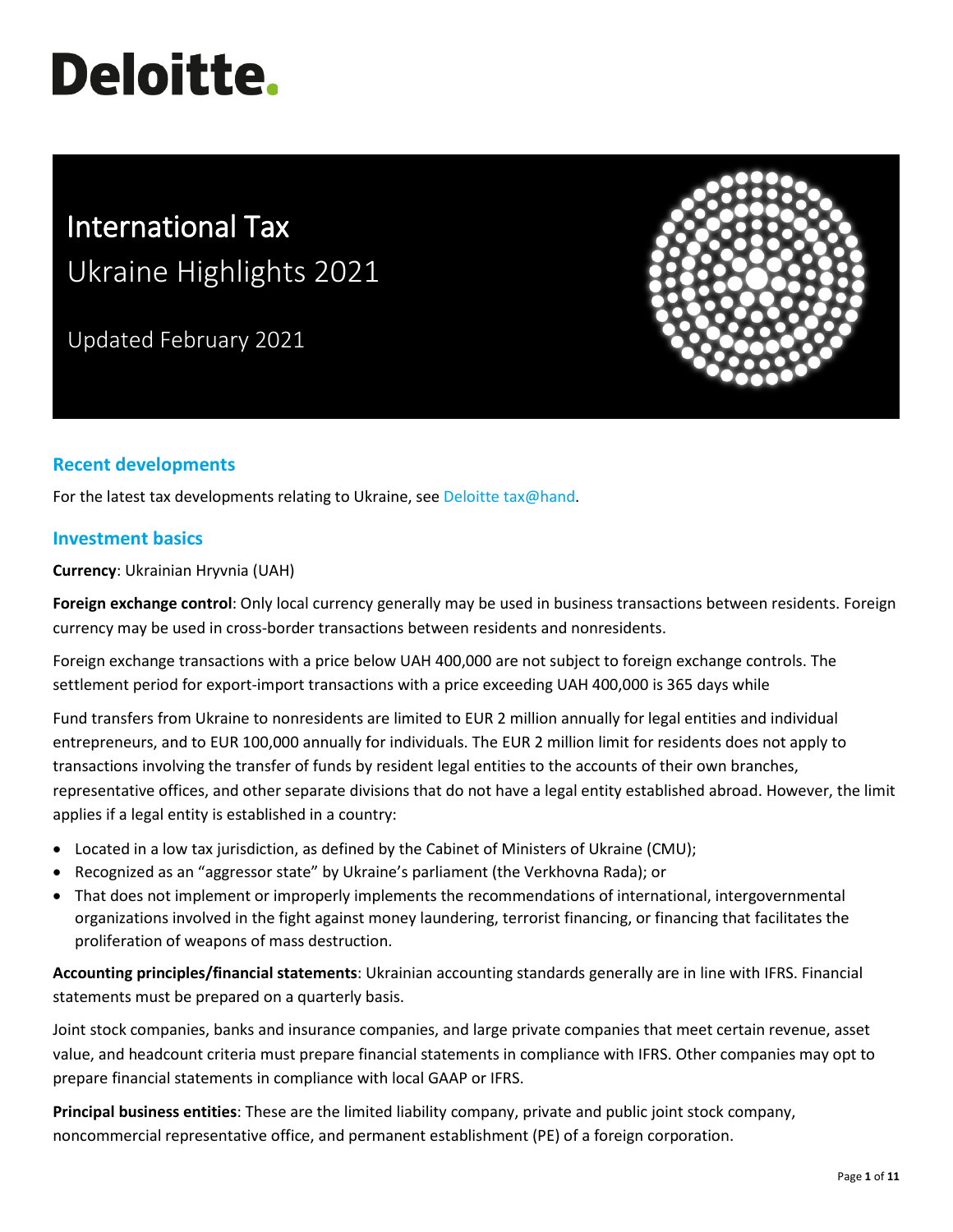# Deloitte.

# International Tax
## Ukraine Highlights 2021

Updated February 2021

## Recent developments

For the latest tax developments relating to Ukraine, see Deloitte tax@hand.

## Investment basics

**Currency**: Ukrainian Hryvnia (UAH)

**Foreign exchange control**: Only local currency generally may be used in business transactions between residents. Foreign currency may be used in cross-border transactions between residents and nonresidents.

Foreign exchange transactions with a price below UAH 400,000 are not subject to foreign exchange controls. The settlement period for export-import transactions with a price exceeding UAH 400,000 is 365 days while

Fund transfers from Ukraine to nonresidents are limited to EUR 2 million annually for legal entities and individual entrepreneurs, and to EUR 100,000 annually for individuals. The EUR 2 million limit for residents does not apply to transactions involving the transfer of funds by resident legal entities to the accounts of their own branches, representative offices, and other separate divisions that do not have a legal entity established abroad. However, the limit applies if a legal entity is established in a country:

- Located in a low tax jurisdiction, as defined by the Cabinet of Ministers of Ukraine (CMU);
- Recognized as an "aggressor state" by Ukraine's parliament (the Verkhovna Rada); or
- That does not implement or improperly implements the recommendations of international, intergovernmental organizations involved in the fight against money laundering, terrorist financing, or financing that facilitates the proliferation of weapons of mass destruction.

**Accounting principles/financial statements**: Ukrainian accounting standards generally are in line with IFRS. Financial statements must be prepared on a quarterly basis.

Joint stock companies, banks and insurance companies, and large private companies that meet certain revenue, asset value, and headcount criteria must prepare financial statements in compliance with IFRS. Other companies may opt to prepare financial statements in compliance with local GAAP or IFRS.

**Principal business entities**: These are the limited liability company, private and public joint stock company, noncommercial representative office, and permanent establishment (PE) of a foreign corporation.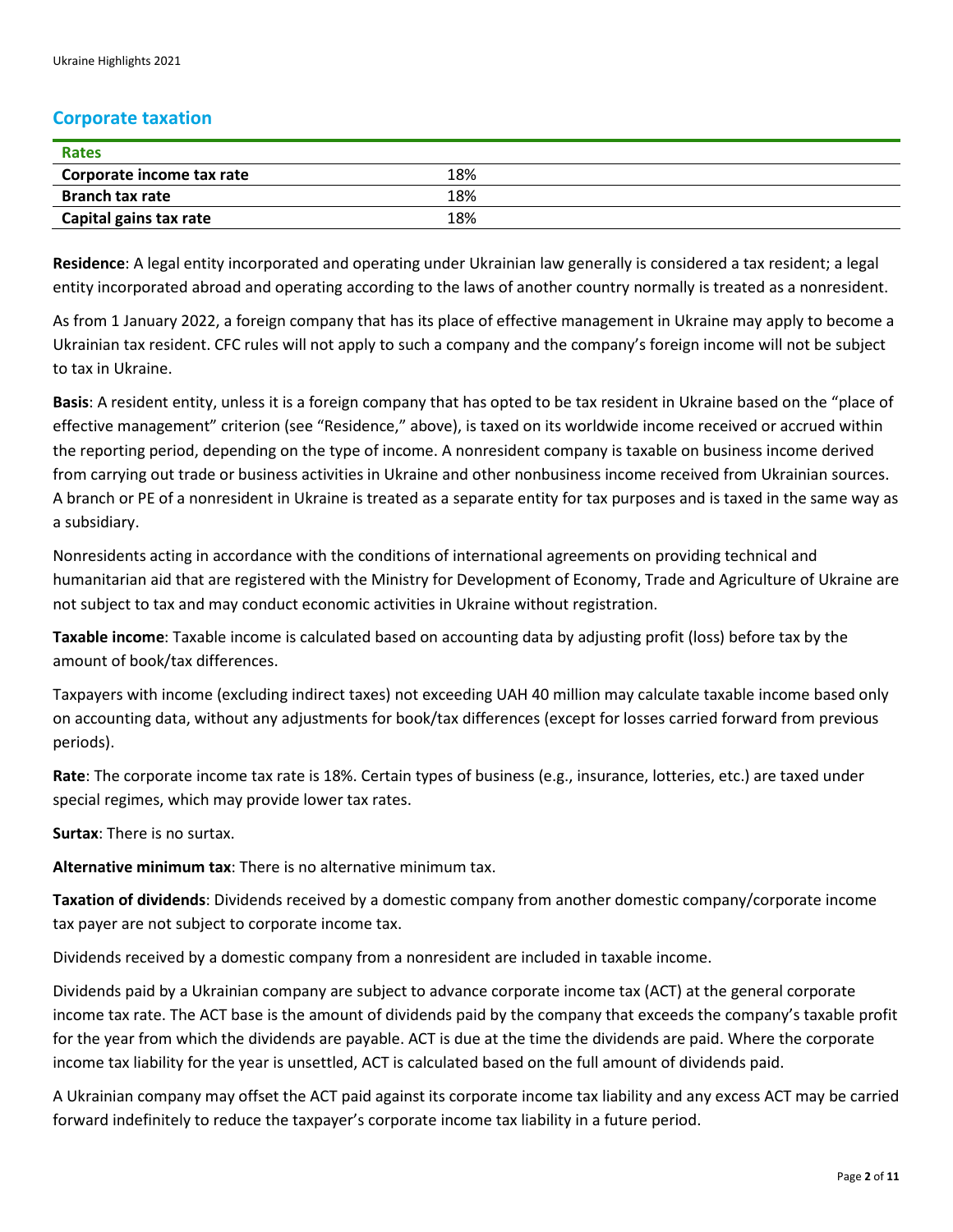## Corporate taxation

| Rates | |
|---|---|
| **Corporate income tax rate** | 18% |
| **Branch tax rate** | 18% |
| **Capital gains tax rate** | 18% |

**Residence**: A legal entity incorporated and operating under Ukrainian law generally is considered a tax resident; a legal entity incorporated abroad and operating according to the laws of another country normally is treated as a nonresident.

As from 1 January 2022, a foreign company that has its place of effective management in Ukraine may apply to become a Ukrainian tax resident. CFC rules will not apply to such a company and the company's foreign income will not be subject to tax in Ukraine.

**Basis**: A resident entity, unless it is a foreign company that has opted to be tax resident in Ukraine based on the "place of effective management" criterion (see "Residence," above), is taxed on its worldwide income received or accrued within the reporting period, depending on the type of income. A nonresident company is taxable on business income derived from carrying out trade or business activities in Ukraine and other nonbusiness income received from Ukrainian sources. A branch or PE of a nonresident in Ukraine is treated as a separate entity for tax purposes and is taxed in the same way as a subsidiary.

Nonresidents acting in accordance with the conditions of international agreements on providing technical and humanitarian aid that are registered with the Ministry for Development of Economy, Trade and Agriculture of Ukraine are not subject to tax and may conduct economic activities in Ukraine without registration.

**Taxable income**: Taxable income is calculated based on accounting data by adjusting profit (loss) before tax by the amount of book/tax differences.

Taxpayers with income (excluding indirect taxes) not exceeding UAH 40 million may calculate taxable income based only on accounting data, without any adjustments for book/tax differences (except for losses carried forward from previous periods).

**Rate**: The corporate income tax rate is 18%. Certain types of business (e.g., insurance, lotteries, etc.) are taxed under special regimes, which may provide lower tax rates.

**Surtax**: There is no surtax.

**Alternative minimum tax**: There is no alternative minimum tax.

**Taxation of dividends**: Dividends received by a domestic company from another domestic company/corporate income tax payer are not subject to corporate income tax.

Dividends received by a domestic company from a nonresident are included in taxable income.

Dividends paid by a Ukrainian company are subject to advance corporate income tax (ACT) at the general corporate income tax rate. The ACT base is the amount of dividends paid by the company that exceeds the company's taxable profit for the year from which the dividends are payable. ACT is due at the time the dividends are paid. Where the corporate income tax liability for the year is unsettled, ACT is calculated based on the full amount of dividends paid.

A Ukrainian company may offset the ACT paid against its corporate income tax liability and any excess ACT may be carried forward indefinitely to reduce the taxpayer's corporate income tax liability in a future period.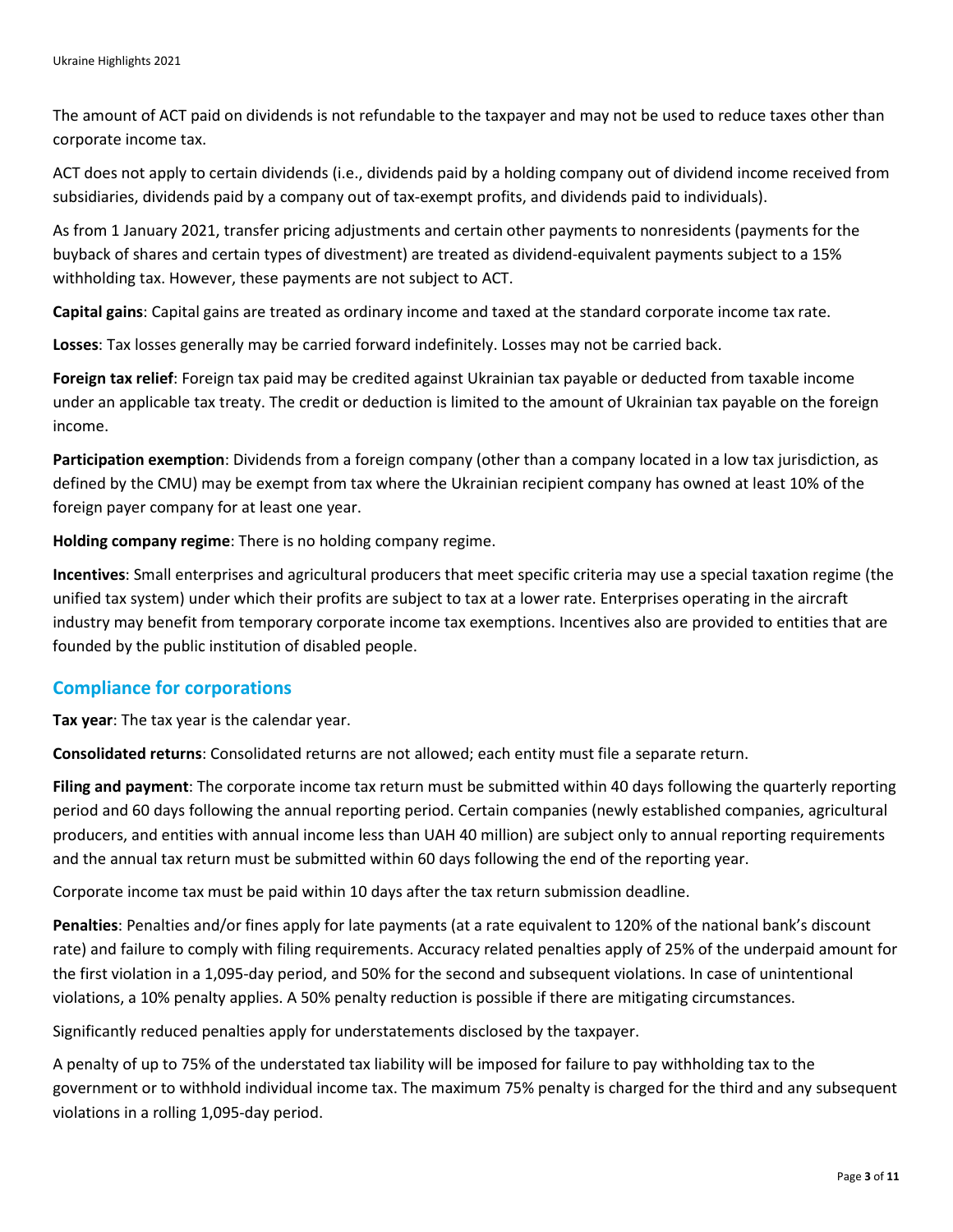The amount of ACT paid on dividends is not refundable to the taxpayer and may not be used to reduce taxes other than corporate income tax.

ACT does not apply to certain dividends (i.e., dividends paid by a holding company out of dividend income received from subsidiaries, dividends paid by a company out of tax-exempt profits, and dividends paid to individuals).

As from 1 January 2021, transfer pricing adjustments and certain other payments to nonresidents (payments for the buyback of shares and certain types of divestment) are treated as dividend-equivalent payments subject to a 15% withholding tax. However, these payments are not subject to ACT.

**Capital gains**: Capital gains are treated as ordinary income and taxed at the standard corporate income tax rate.

**Losses**: Tax losses generally may be carried forward indefinitely. Losses may not be carried back.

**Foreign tax relief**: Foreign tax paid may be credited against Ukrainian tax payable or deducted from taxable income under an applicable tax treaty. The credit or deduction is limited to the amount of Ukrainian tax payable on the foreign income.

**Participation exemption**: Dividends from a foreign company (other than a company located in a low tax jurisdiction, as defined by the CMU) may be exempt from tax where the Ukrainian recipient company has owned at least 10% of the foreign payer company for at least one year.

**Holding company regime**: There is no holding company regime.

**Incentives**: Small enterprises and agricultural producers that meet specific criteria may use a special taxation regime (the unified tax system) under which their profits are subject to tax at a lower rate. Enterprises operating in the aircraft industry may benefit from temporary corporate income tax exemptions. Incentives also are provided to entities that are founded by the public institution of disabled people.

## Compliance for corporations

**Tax year**: The tax year is the calendar year.

**Consolidated returns**: Consolidated returns are not allowed; each entity must file a separate return.

**Filing and payment**: The corporate income tax return must be submitted within 40 days following the quarterly reporting period and 60 days following the annual reporting period. Certain companies (newly established companies, agricultural producers, and entities with annual income less than UAH 40 million) are subject only to annual reporting requirements and the annual tax return must be submitted within 60 days following the end of the reporting year.

Corporate income tax must be paid within 10 days after the tax return submission deadline.

**Penalties**: Penalties and/or fines apply for late payments (at a rate equivalent to 120% of the national bank's discount rate) and failure to comply with filing requirements. Accuracy related penalties apply of 25% of the underpaid amount for the first violation in a 1,095-day period, and 50% for the second and subsequent violations. In case of unintentional violations, a 10% penalty applies. A 50% penalty reduction is possible if there are mitigating circumstances.

Significantly reduced penalties apply for understatements disclosed by the taxpayer.

A penalty of up to 75% of the understated tax liability will be imposed for failure to pay withholding tax to the government or to withhold individual income tax. The maximum 75% penalty is charged for the third and any subsequent violations in a rolling 1,095-day period.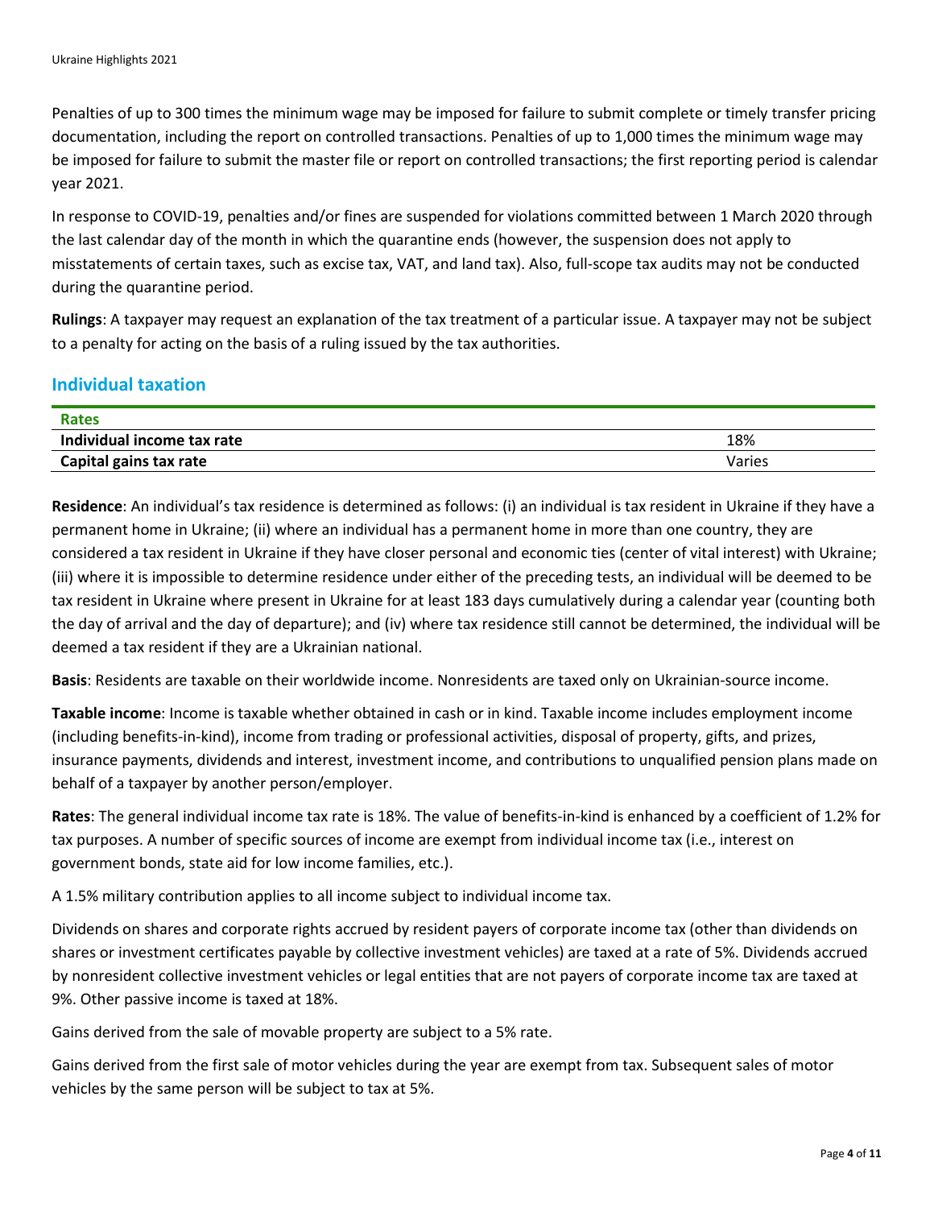Penalties of up to 300 times the minimum wage may be imposed for failure to submit complete or timely transfer pricing documentation, including the report on controlled transactions. Penalties of up to 1,000 times the minimum wage may be imposed for failure to submit the master file or report on controlled transactions; the first reporting period is calendar year 2021.

In response to COVID-19, penalties and/or fines are suspended for violations committed between 1 March 2020 through the last calendar day of the month in which the quarantine ends (however, the suspension does not apply to misstatements of certain taxes, such as excise tax, VAT, and land tax). Also, full-scope tax audits may not be conducted during the quarantine period.

**Rulings**: A taxpayer may request an explanation of the tax treatment of a particular issue. A taxpayer may not be subject to a penalty for acting on the basis of a ruling issued by the tax authorities.

## Individual taxation

| Rates | |
|---|---|
| **Individual income tax rate** | 18% |
| **Capital gains tax rate** | Varies |

**Residence**: An individual's tax residence is determined as follows: (i) an individual is tax resident in Ukraine if they have a permanent home in Ukraine; (ii) where an individual has a permanent home in more than one country, they are considered a tax resident in Ukraine if they have closer personal and economic ties (center of vital interest) with Ukraine; (iii) where it is impossible to determine residence under either of the preceding tests, an individual will be deemed to be tax resident in Ukraine where present in Ukraine for at least 183 days cumulatively during a calendar year (counting both the day of arrival and the day of departure); and (iv) where tax residence still cannot be determined, the individual will be deemed a tax resident if they are a Ukrainian national.

**Basis**: Residents are taxable on their worldwide income. Nonresidents are taxed only on Ukrainian-source income.

**Taxable income**: Income is taxable whether obtained in cash or in kind. Taxable income includes employment income (including benefits-in-kind), income from trading or professional activities, disposal of property, gifts, and prizes, insurance payments, dividends and interest, investment income, and contributions to unqualified pension plans made on behalf of a taxpayer by another person/employer.

**Rates**: The general individual income tax rate is 18%. The value of benefits-in-kind is enhanced by a coefficient of 1.2% for tax purposes. A number of specific sources of income are exempt from individual income tax (i.e., interest on government bonds, state aid for low income families, etc.).

A 1.5% military contribution applies to all income subject to individual income tax.

Dividends on shares and corporate rights accrued by resident payers of corporate income tax (other than dividends on shares or investment certificates payable by collective investment vehicles) are taxed at a rate of 5%. Dividends accrued by nonresident collective investment vehicles or legal entities that are not payers of corporate income tax are taxed at 9%. Other passive income is taxed at 18%.

Gains derived from the sale of movable property are subject to a 5% rate.

Gains derived from the first sale of motor vehicles during the year are exempt from tax. Subsequent sales of motor vehicles by the same person will be subject to tax at 5%.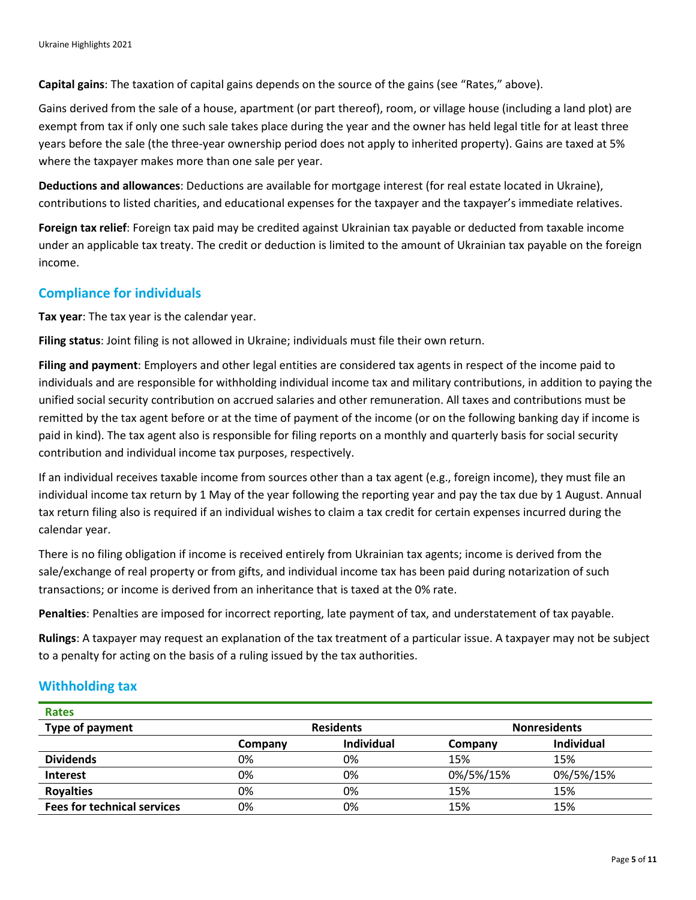**Capital gains**: The taxation of capital gains depends on the source of the gains (see "Rates," above).

Gains derived from the sale of a house, apartment (or part thereof), room, or village house (including a land plot) are exempt from tax if only one such sale takes place during the year and the owner has held legal title for at least three years before the sale (the three-year ownership period does not apply to inherited property). Gains are taxed at 5% where the taxpayer makes more than one sale per year.

**Deductions and allowances**: Deductions are available for mortgage interest (for real estate located in Ukraine), contributions to listed charities, and educational expenses for the taxpayer and the taxpayer's immediate relatives.

**Foreign tax relief**: Foreign tax paid may be credited against Ukrainian tax payable or deducted from taxable income under an applicable tax treaty. The credit or deduction is limited to the amount of Ukrainian tax payable on the foreign income.

## Compliance for individuals

**Tax year**: The tax year is the calendar year.

**Filing status**: Joint filing is not allowed in Ukraine; individuals must file their own return.

**Filing and payment**: Employers and other legal entities are considered tax agents in respect of the income paid to individuals and are responsible for withholding individual income tax and military contributions, in addition to paying the unified social security contribution on accrued salaries and other remuneration. All taxes and contributions must be remitted by the tax agent before or at the time of payment of the income (or on the following banking day if income is paid in kind). The tax agent also is responsible for filing reports on a monthly and quarterly basis for social security contribution and individual income tax purposes, respectively.

If an individual receives taxable income from sources other than a tax agent (e.g., foreign income), they must file an individual income tax return by 1 May of the year following the reporting year and pay the tax due by 1 August. Annual tax return filing also is required if an individual wishes to claim a tax credit for certain expenses incurred during the calendar year.

There is no filing obligation if income is received entirely from Ukrainian tax agents; income is derived from the sale/exchange of real property or from gifts, and individual income tax has been paid during notarization of such transactions; or income is derived from an inheritance that is taxed at the 0% rate.

**Penalties**: Penalties are imposed for incorrect reporting, late payment of tax, and understatement of tax payable.

**Rulings**: A taxpayer may request an explanation of the tax treatment of a particular issue. A taxpayer may not be subject to a penalty for acting on the basis of a ruling issued by the tax authorities.

## Withholding tax

| Rates | | | | |
|---|---|---|---|---|
| **Type of payment** | **Residents** | | **Nonresidents** | |
| | **Company** | **Individual** | **Company** | **Individual** |
| **Dividends** | 0% | 0% | 15% | 15% |
| **Interest** | 0% | 0% | 0%/5%/15% | 0%/5%/15% |
| **Royalties** | 0% | 0% | 15% | 15% |
| **Fees for technical services** | 0% | 0% | 15% | 15% |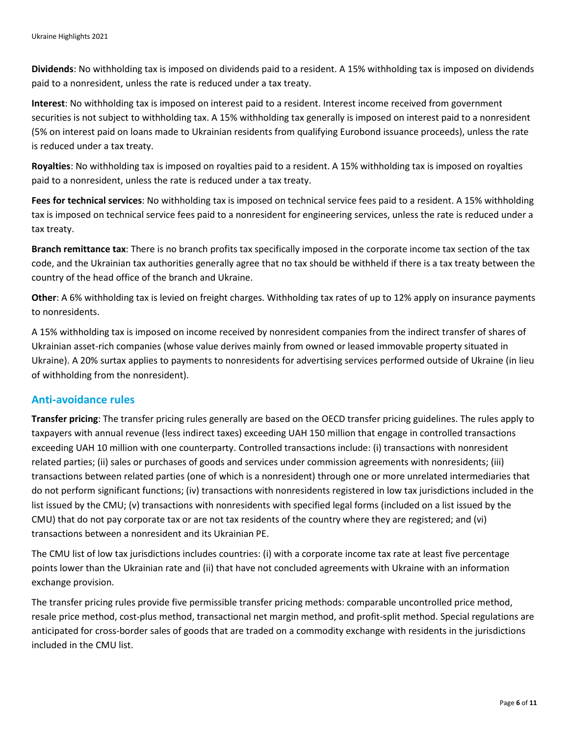**Dividends**: No withholding tax is imposed on dividends paid to a resident. A 15% withholding tax is imposed on dividends paid to a nonresident, unless the rate is reduced under a tax treaty.

**Interest**: No withholding tax is imposed on interest paid to a resident. Interest income received from government securities is not subject to withholding tax. A 15% withholding tax generally is imposed on interest paid to a nonresident (5% on interest paid on loans made to Ukrainian residents from qualifying Eurobond issuance proceeds), unless the rate is reduced under a tax treaty.

**Royalties**: No withholding tax is imposed on royalties paid to a resident. A 15% withholding tax is imposed on royalties paid to a nonresident, unless the rate is reduced under a tax treaty.

**Fees for technical services**: No withholding tax is imposed on technical service fees paid to a resident. A 15% withholding tax is imposed on technical service fees paid to a nonresident for engineering services, unless the rate is reduced under a tax treaty.

**Branch remittance tax**: There is no branch profits tax specifically imposed in the corporate income tax section of the tax code, and the Ukrainian tax authorities generally agree that no tax should be withheld if there is a tax treaty between the country of the head office of the branch and Ukraine.

**Other**: A 6% withholding tax is levied on freight charges. Withholding tax rates of up to 12% apply on insurance payments to nonresidents.

A 15% withholding tax is imposed on income received by nonresident companies from the indirect transfer of shares of Ukrainian asset-rich companies (whose value derives mainly from owned or leased immovable property situated in Ukraine). A 20% surtax applies to payments to nonresidents for advertising services performed outside of Ukraine (in lieu of withholding from the nonresident).

## Anti-avoidance rules

**Transfer pricing**: The transfer pricing rules generally are based on the OECD transfer pricing guidelines. The rules apply to taxpayers with annual revenue (less indirect taxes) exceeding UAH 150 million that engage in controlled transactions exceeding UAH 10 million with one counterparty. Controlled transactions include: (i) transactions with nonresident related parties; (ii) sales or purchases of goods and services under commission agreements with nonresidents; (iii) transactions between related parties (one of which is a nonresident) through one or more unrelated intermediaries that do not perform significant functions; (iv) transactions with nonresidents registered in low tax jurisdictions included in the list issued by the CMU; (v) transactions with nonresidents with specified legal forms (included on a list issued by the CMU) that do not pay corporate tax or are not tax residents of the country where they are registered; and (vi) transactions between a nonresident and its Ukrainian PE.

The CMU list of low tax jurisdictions includes countries: (i) with a corporate income tax rate at least five percentage points lower than the Ukrainian rate and (ii) that have not concluded agreements with Ukraine with an information exchange provision.

The transfer pricing rules provide five permissible transfer pricing methods: comparable uncontrolled price method, resale price method, cost-plus method, transactional net margin method, and profit-split method. Special regulations are anticipated for cross-border sales of goods that are traded on a commodity exchange with residents in the jurisdictions included in the CMU list.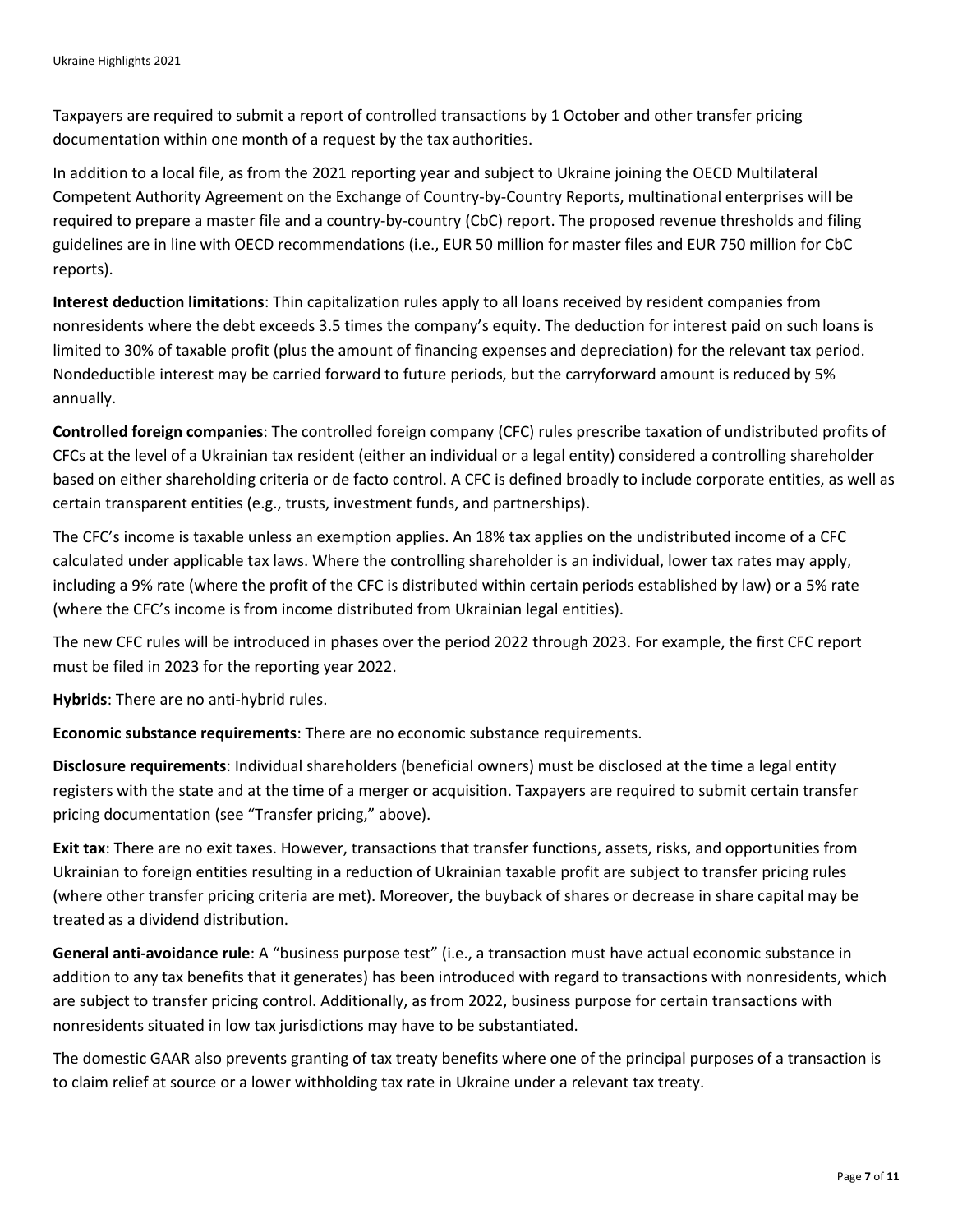Taxpayers are required to submit a report of controlled transactions by 1 October and other transfer pricing documentation within one month of a request by the tax authorities.

In addition to a local file, as from the 2021 reporting year and subject to Ukraine joining the OECD Multilateral Competent Authority Agreement on the Exchange of Country-by-Country Reports, multinational enterprises will be required to prepare a master file and a country-by-country (CbC) report. The proposed revenue thresholds and filing guidelines are in line with OECD recommendations (i.e., EUR 50 million for master files and EUR 750 million for CbC reports).

**Interest deduction limitations**: Thin capitalization rules apply to all loans received by resident companies from nonresidents where the debt exceeds 3.5 times the company's equity. The deduction for interest paid on such loans is limited to 30% of taxable profit (plus the amount of financing expenses and depreciation) for the relevant tax period. Nondeductible interest may be carried forward to future periods, but the carryforward amount is reduced by 5% annually.

**Controlled foreign companies**: The controlled foreign company (CFC) rules prescribe taxation of undistributed profits of CFCs at the level of a Ukrainian tax resident (either an individual or a legal entity) considered a controlling shareholder based on either shareholding criteria or de facto control. A CFC is defined broadly to include corporate entities, as well as certain transparent entities (e.g., trusts, investment funds, and partnerships).

The CFC's income is taxable unless an exemption applies. An 18% tax applies on the undistributed income of a CFC calculated under applicable tax laws. Where the controlling shareholder is an individual, lower tax rates may apply, including a 9% rate (where the profit of the CFC is distributed within certain periods established by law) or a 5% rate (where the CFC's income is from income distributed from Ukrainian legal entities).

The new CFC rules will be introduced in phases over the period 2022 through 2023. For example, the first CFC report must be filed in 2023 for the reporting year 2022.

**Hybrids**: There are no anti-hybrid rules.

**Economic substance requirements**: There are no economic substance requirements.

**Disclosure requirements**: Individual shareholders (beneficial owners) must be disclosed at the time a legal entity registers with the state and at the time of a merger or acquisition. Taxpayers are required to submit certain transfer pricing documentation (see "Transfer pricing," above).

**Exit tax**: There are no exit taxes. However, transactions that transfer functions, assets, risks, and opportunities from Ukrainian to foreign entities resulting in a reduction of Ukrainian taxable profit are subject to transfer pricing rules (where other transfer pricing criteria are met). Moreover, the buyback of shares or decrease in share capital may be treated as a dividend distribution.

**General anti-avoidance rule**: A "business purpose test" (i.e., a transaction must have actual economic substance in addition to any tax benefits that it generates) has been introduced with regard to transactions with nonresidents, which are subject to transfer pricing control. Additionally, as from 2022, business purpose for certain transactions with nonresidents situated in low tax jurisdictions may have to be substantiated.

The domestic GAAR also prevents granting of tax treaty benefits where one of the principal purposes of a transaction is to claim relief at source or a lower withholding tax rate in Ukraine under a relevant tax treaty.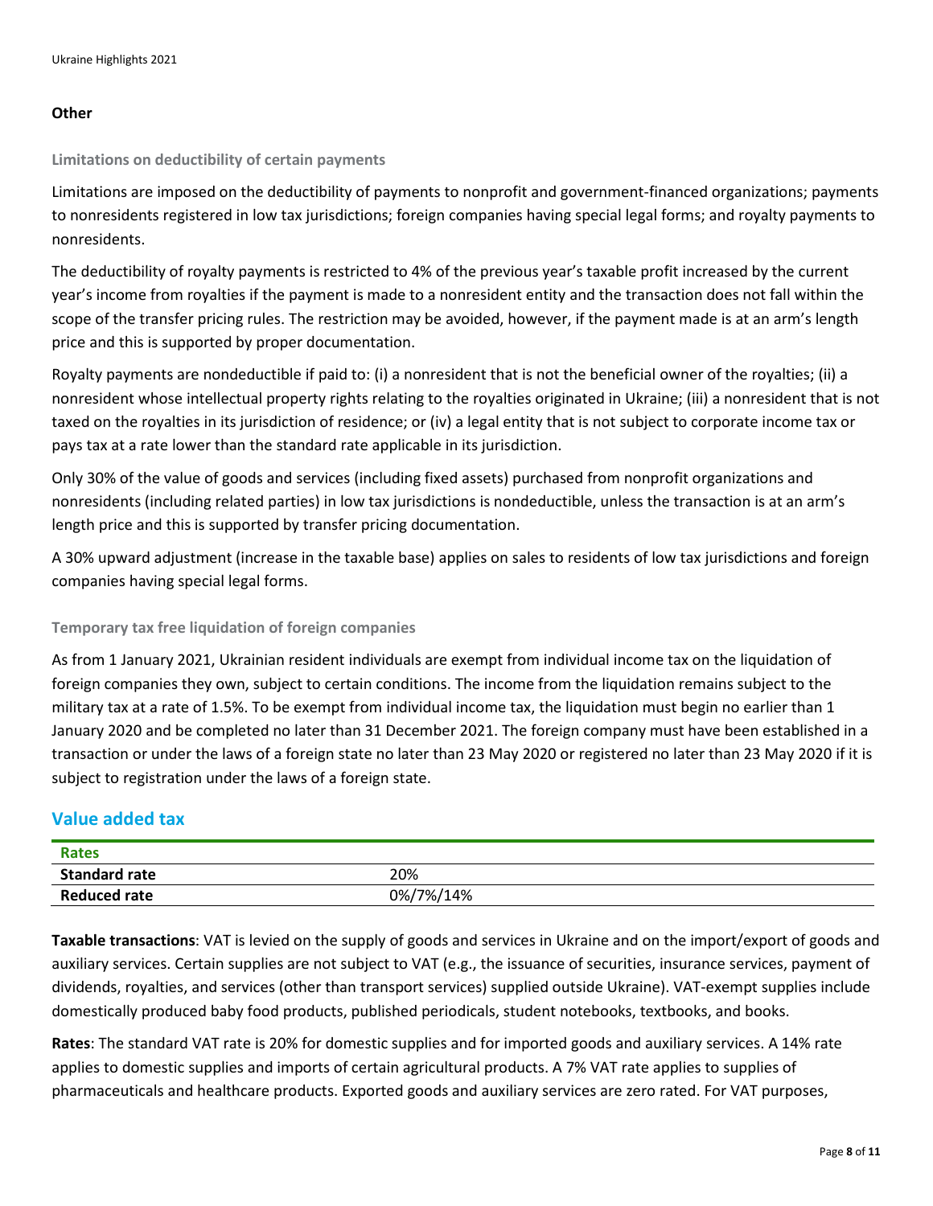### Other

#### Limitations on deductibility of certain payments

Limitations are imposed on the deductibility of payments to nonprofit and government-financed organizations; payments to nonresidents registered in low tax jurisdictions; foreign companies having special legal forms; and royalty payments to nonresidents.

The deductibility of royalty payments is restricted to 4% of the previous year's taxable profit increased by the current year's income from royalties if the payment is made to a nonresident entity and the transaction does not fall within the scope of the transfer pricing rules. The restriction may be avoided, however, if the payment made is at an arm's length price and this is supported by proper documentation.

Royalty payments are nondeductible if paid to: (i) a nonresident that is not the beneficial owner of the royalties; (ii) a nonresident whose intellectual property rights relating to the royalties originated in Ukraine; (iii) a nonresident that is not taxed on the royalties in its jurisdiction of residence; or (iv) a legal entity that is not subject to corporate income tax or pays tax at a rate lower than the standard rate applicable in its jurisdiction.

Only 30% of the value of goods and services (including fixed assets) purchased from nonprofit organizations and nonresidents (including related parties) in low tax jurisdictions is nondeductible, unless the transaction is at an arm's length price and this is supported by transfer pricing documentation.

A 30% upward adjustment (increase in the taxable base) applies on sales to residents of low tax jurisdictions and foreign companies having special legal forms.

#### Temporary tax free liquidation of foreign companies

As from 1 January 2021, Ukrainian resident individuals are exempt from individual income tax on the liquidation of foreign companies they own, subject to certain conditions. The income from the liquidation remains subject to the military tax at a rate of 1.5%. To be exempt from individual income tax, the liquidation must begin no earlier than 1 January 2020 and be completed no later than 31 December 2021. The foreign company must have been established in a transaction or under the laws of a foreign state no later than 23 May 2020 or registered no later than 23 May 2020 if it is subject to registration under the laws of a foreign state.

## Value added tax

| Rates | |
|---|---|
| **Standard rate** | 20% |
| **Reduced rate** | 0%/7%/14% |

**Taxable transactions**: VAT is levied on the supply of goods and services in Ukraine and on the import/export of goods and auxiliary services. Certain supplies are not subject to VAT (e.g., the issuance of securities, insurance services, payment of dividends, royalties, and services (other than transport services) supplied outside Ukraine). VAT-exempt supplies include domestically produced baby food products, published periodicals, student notebooks, textbooks, and books.

**Rates**: The standard VAT rate is 20% for domestic supplies and for imported goods and auxiliary services. A 14% rate applies to domestic supplies and imports of certain agricultural products. A 7% VAT rate applies to supplies of pharmaceuticals and healthcare products. Exported goods and auxiliary services are zero rated. For VAT purposes,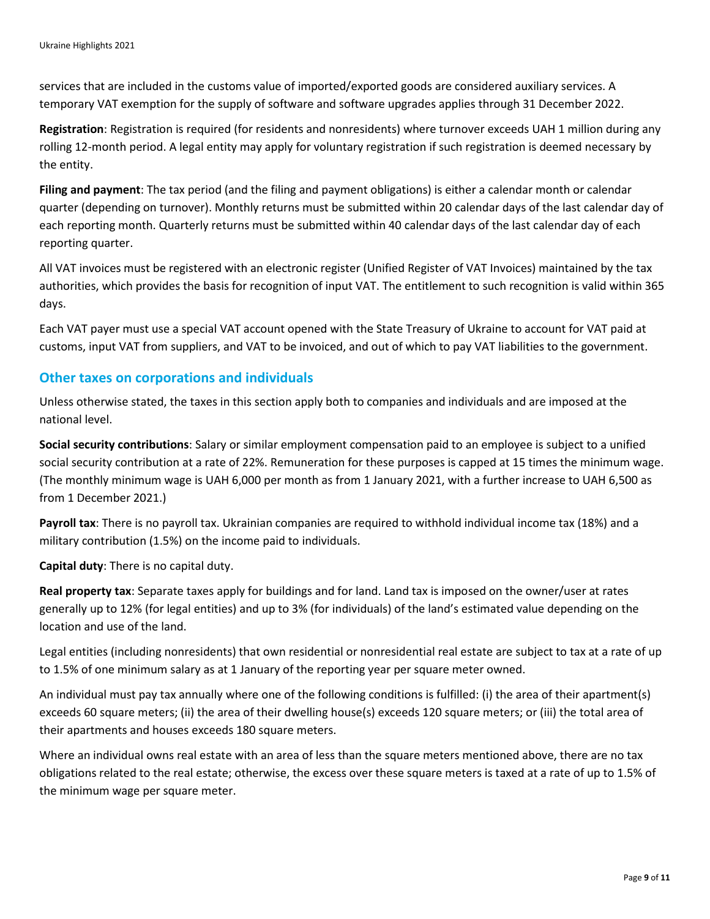services that are included in the customs value of imported/exported goods are considered auxiliary services. A temporary VAT exemption for the supply of software and software upgrades applies through 31 December 2022.

**Registration**: Registration is required (for residents and nonresidents) where turnover exceeds UAH 1 million during any rolling 12-month period. A legal entity may apply for voluntary registration if such registration is deemed necessary by the entity.

**Filing and payment**: The tax period (and the filing and payment obligations) is either a calendar month or calendar quarter (depending on turnover). Monthly returns must be submitted within 20 calendar days of the last calendar day of each reporting month. Quarterly returns must be submitted within 40 calendar days of the last calendar day of each reporting quarter.

All VAT invoices must be registered with an electronic register (Unified Register of VAT Invoices) maintained by the tax authorities, which provides the basis for recognition of input VAT. The entitlement to such recognition is valid within 365 days.

Each VAT payer must use a special VAT account opened with the State Treasury of Ukraine to account for VAT paid at customs, input VAT from suppliers, and VAT to be invoiced, and out of which to pay VAT liabilities to the government.

## Other taxes on corporations and individuals

Unless otherwise stated, the taxes in this section apply both to companies and individuals and are imposed at the national level.

**Social security contributions**: Salary or similar employment compensation paid to an employee is subject to a unified social security contribution at a rate of 22%. Remuneration for these purposes is capped at 15 times the minimum wage. (The monthly minimum wage is UAH 6,000 per month as from 1 January 2021, with a further increase to UAH 6,500 as from 1 December 2021.)

**Payroll tax**: There is no payroll tax. Ukrainian companies are required to withhold individual income tax (18%) and a military contribution (1.5%) on the income paid to individuals.

**Capital duty**: There is no capital duty.

**Real property tax**: Separate taxes apply for buildings and for land. Land tax is imposed on the owner/user at rates generally up to 12% (for legal entities) and up to 3% (for individuals) of the land's estimated value depending on the location and use of the land.

Legal entities (including nonresidents) that own residential or nonresidential real estate are subject to tax at a rate of up to 1.5% of one minimum salary as at 1 January of the reporting year per square meter owned.

An individual must pay tax annually where one of the following conditions is fulfilled: (i) the area of their apartment(s) exceeds 60 square meters; (ii) the area of their dwelling house(s) exceeds 120 square meters; or (iii) the total area of their apartments and houses exceeds 180 square meters.

Where an individual owns real estate with an area of less than the square meters mentioned above, there are no tax obligations related to the real estate; otherwise, the excess over these square meters is taxed at a rate of up to 1.5% of the minimum wage per square meter.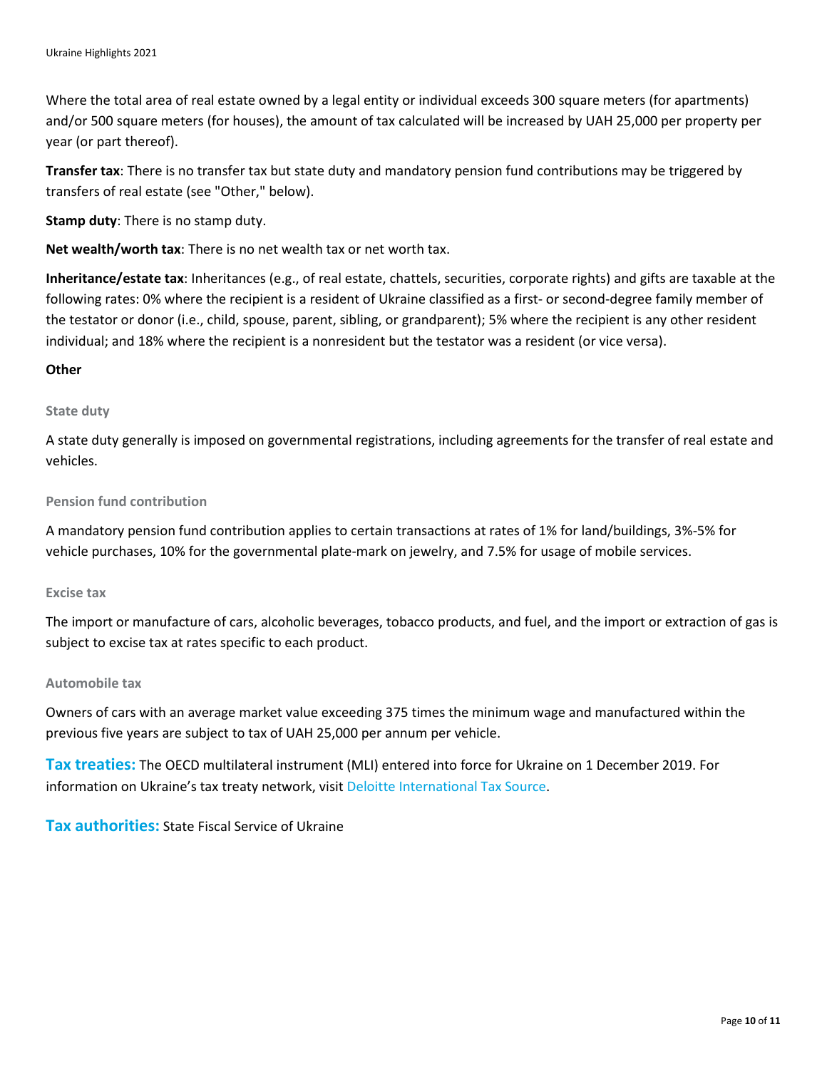Where the total area of real estate owned by a legal entity or individual exceeds 300 square meters (for apartments) and/or 500 square meters (for houses), the amount of tax calculated will be increased by UAH 25,000 per property per year (or part thereof).

**Transfer tax**: There is no transfer tax but state duty and mandatory pension fund contributions may be triggered by transfers of real estate (see "Other," below).

**Stamp duty**: There is no stamp duty.

**Net wealth/worth tax**: There is no net wealth tax or net worth tax.

**Inheritance/estate tax**: Inheritances (e.g., of real estate, chattels, securities, corporate rights) and gifts are taxable at the following rates: 0% where the recipient is a resident of Ukraine classified as a first- or second-degree family member of the testator or donor (i.e., child, spouse, parent, sibling, or grandparent); 5% where the recipient is any other resident individual; and 18% where the recipient is a nonresident but the testator was a resident (or vice versa).

**Other**

#### State duty

A state duty generally is imposed on governmental registrations, including agreements for the transfer of real estate and vehicles.

#### Pension fund contribution

A mandatory pension fund contribution applies to certain transactions at rates of 1% for land/buildings, 3%-5% for vehicle purchases, 10% for the governmental plate-mark on jewelry, and 7.5% for usage of mobile services.

#### Excise tax

The import or manufacture of cars, alcoholic beverages, tobacco products, and fuel, and the import or extraction of gas is subject to excise tax at rates specific to each product.

#### Automobile tax

Owners of cars with an average market value exceeding 375 times the minimum wage and manufactured within the previous five years are subject to tax of UAH 25,000 per annum per vehicle.

**Tax treaties:** The OECD multilateral instrument (MLI) entered into force for Ukraine on 1 December 2019. For information on Ukraine's tax treaty network, visit Deloitte International Tax Source.

**Tax authorities:** State Fiscal Service of Ukraine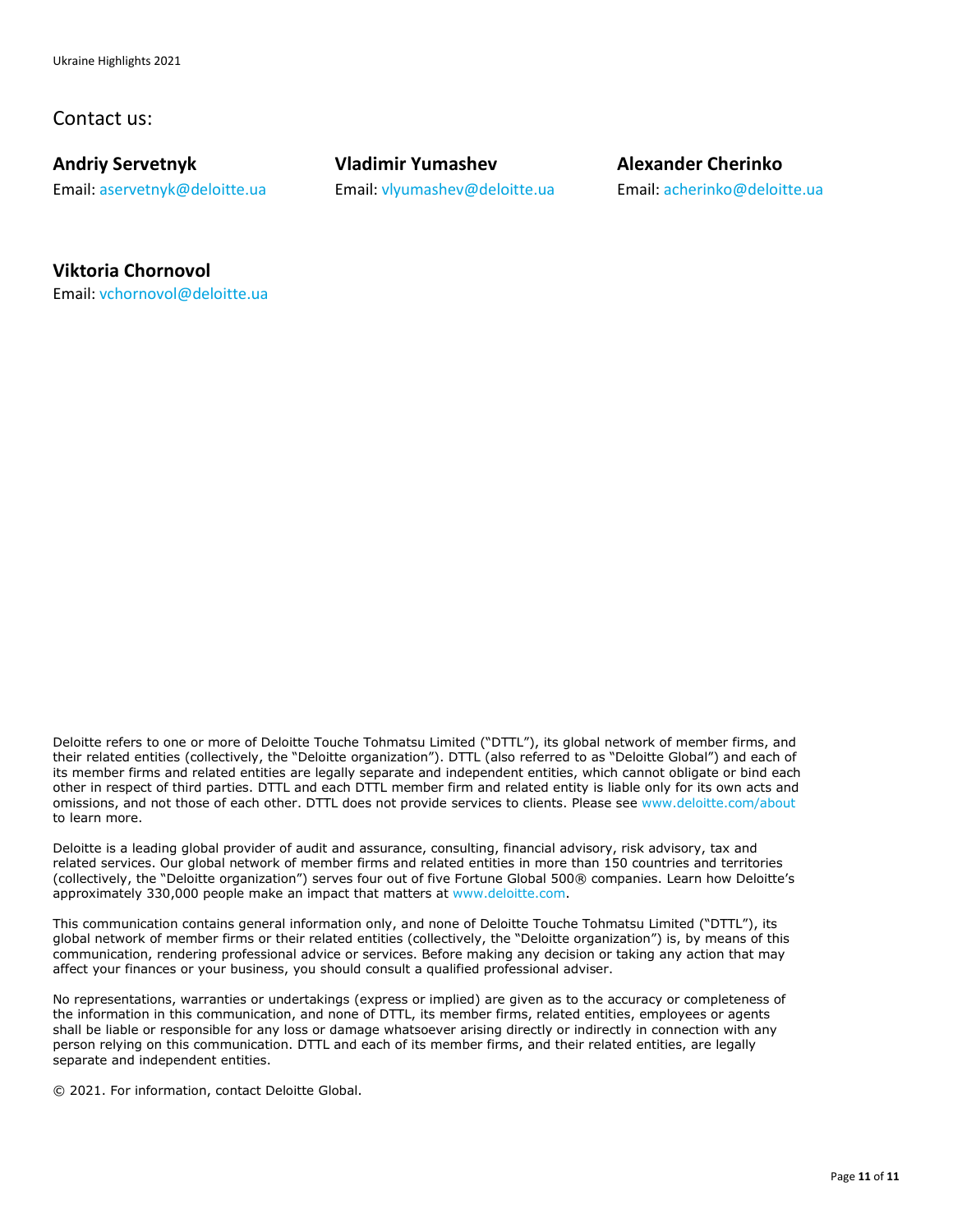## Contact us:

**Andriy Servetnyk**
Email: aservetnyk@deloitte.ua

**Vladimir Yumashev**
Email: vlyumashev@deloitte.ua

**Alexander Cherinko**
Email: acherinko@deloitte.ua

**Viktoria Chornovol**
Email: vchornovol@deloitte.ua

Deloitte refers to one or more of Deloitte Touche Tohmatsu Limited ("DTTL"), its global network of member firms, and their related entities (collectively, the "Deloitte organization"). DTTL (also referred to as "Deloitte Global") and each of its member firms and related entities are legally separate and independent entities, which cannot obligate or bind each other in respect of third parties. DTTL and each DTTL member firm and related entity is liable only for its own acts and omissions, and not those of each other. DTTL does not provide services to clients. Please see www.deloitte.com/about to learn more.

Deloitte is a leading global provider of audit and assurance, consulting, financial advisory, risk advisory, tax and related services. Our global network of member firms and related entities in more than 150 countries and territories (collectively, the "Deloitte organization") serves four out of five Fortune Global 500® companies. Learn how Deloitte's approximately 330,000 people make an impact that matters at www.deloitte.com.

This communication contains general information only, and none of Deloitte Touche Tohmatsu Limited ("DTTL"), its global network of member firms or their related entities (collectively, the "Deloitte organization") is, by means of this communication, rendering professional advice or services. Before making any decision or taking any action that may affect your finances or your business, you should consult a qualified professional adviser.

No representations, warranties or undertakings (express or implied) are given as to the accuracy or completeness of the information in this communication, and none of DTTL, its member firms, related entities, employees or agents shall be liable or responsible for any loss or damage whatsoever arising directly or indirectly in connection with any person relying on this communication. DTTL and each of its member firms, and their related entities, are legally separate and independent entities.

© 2021. For information, contact Deloitte Global.